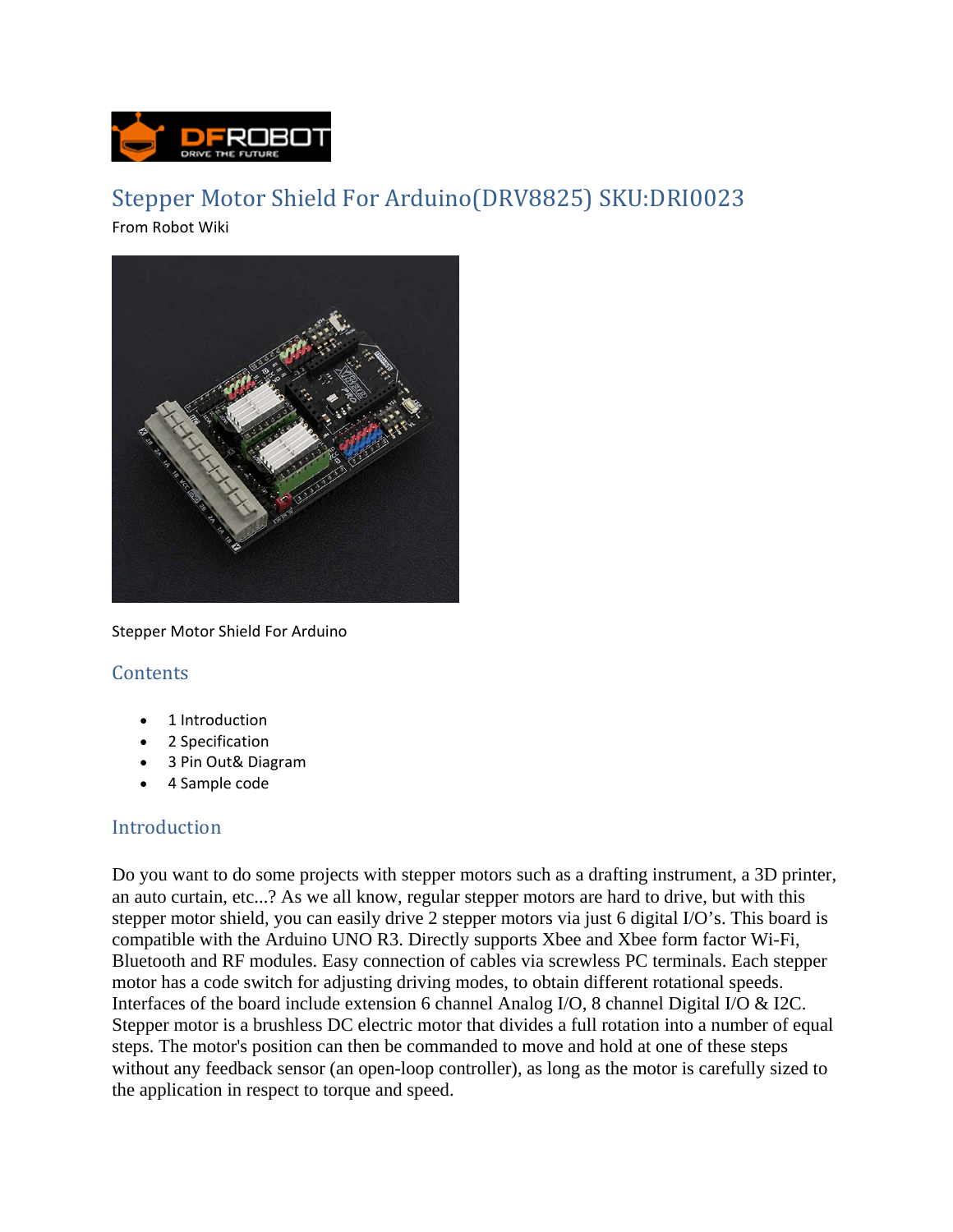# Stepper Motor Shield For Arduino(DRV8825) SKU:DRI0023

From Robot Wiki

Stepper Motor Shield For Arduino

## Contents

- 1 Introduction
- 2 Specification
- 3 Pin Out& Diagram
- 4 Sample code

## Introduction

Do you want to do some projects with stepper motors such as a drafting instrument, a 3D printer, an auto curtain, etc...? As we all know, regular stepper motors are hard to drive, but with this stepper motor shield, you can easily drive 2 stepper motors via just 6 digital I/O's. This board is compatible with the Arduino UNO R3. Directly supports Xbee and Xbee form factor Wi-Fi, Bluetooth and RF modules. Easy connection of cables via screwless PC terminals. Each stepper motor has a code switch for adjusting driving modes, to obtain different rotational speeds. Interfaces of the board include extension 6 channel Analog I/O, 8 channel Digital I/O & I2C. Stepper motor is a brushless DC electric motor that divides a full rotation into a number of equal steps. The motor's position can then be commanded to move and hold at one of these steps without any feedback sensor (an open-loop controller), as long as the motor is carefully sized to the application in respect to torque and speed.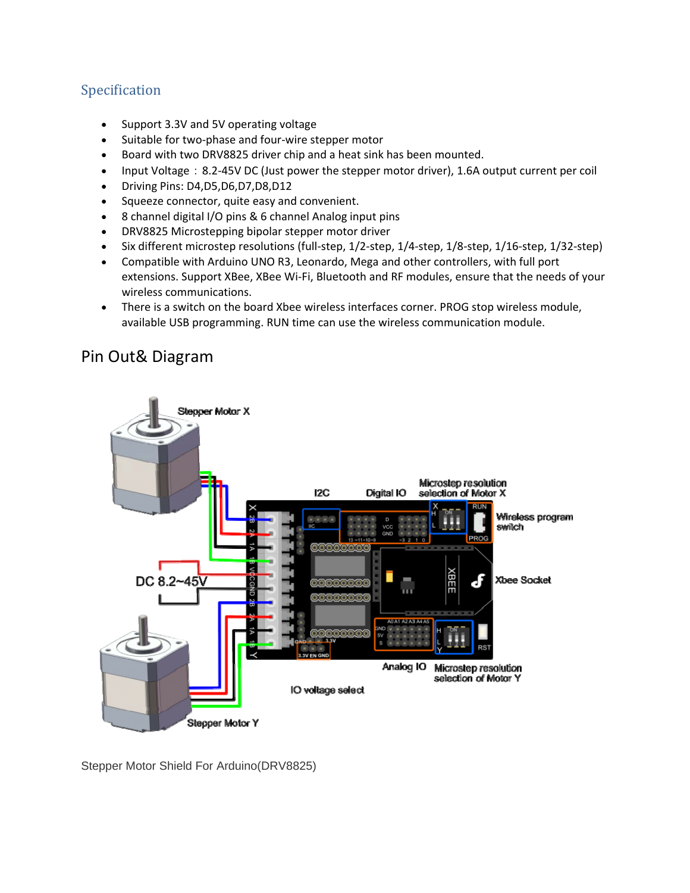## Specification

- Support 3.3V and 5V operating voltage
- Suitable for two-phase and four-wire stepper motor
- Board with two DRV8825 driver chip and a heat sink has been mounted.
- Input Voltage ： 8.2-45V DC (Just power the stepper motor driver), 1.6A output current per coil
- Driving Pins: D4,D5,D6,D7,D8,D12
- Squeeze connector, quite easy and convenient.
- 8 channel digital I/O pins & 6 channel Analog input pins
- DRV8825 Microstepping bipolar stepper motor driver
- Six different microstep resolutions (full-step, 1/2-step, 1/4-step, 1/8-step, 1/16-step, 1/32-step)
- Compatible with Arduino UNO R3, Leonardo, Mega and other controllers, with full port extensions. Support XBee, XBee Wi-Fi, Bluetooth and RF modules, ensure that the needs of your wireless communications.
- There is a switch on the board Xbee wireless interfaces corner. PROG stop wireless module, available USB programming. RUN time can use the wireless communication module.

## Pin Out& Diagram

Stepper Motor Shield For Arduino(DRV8825)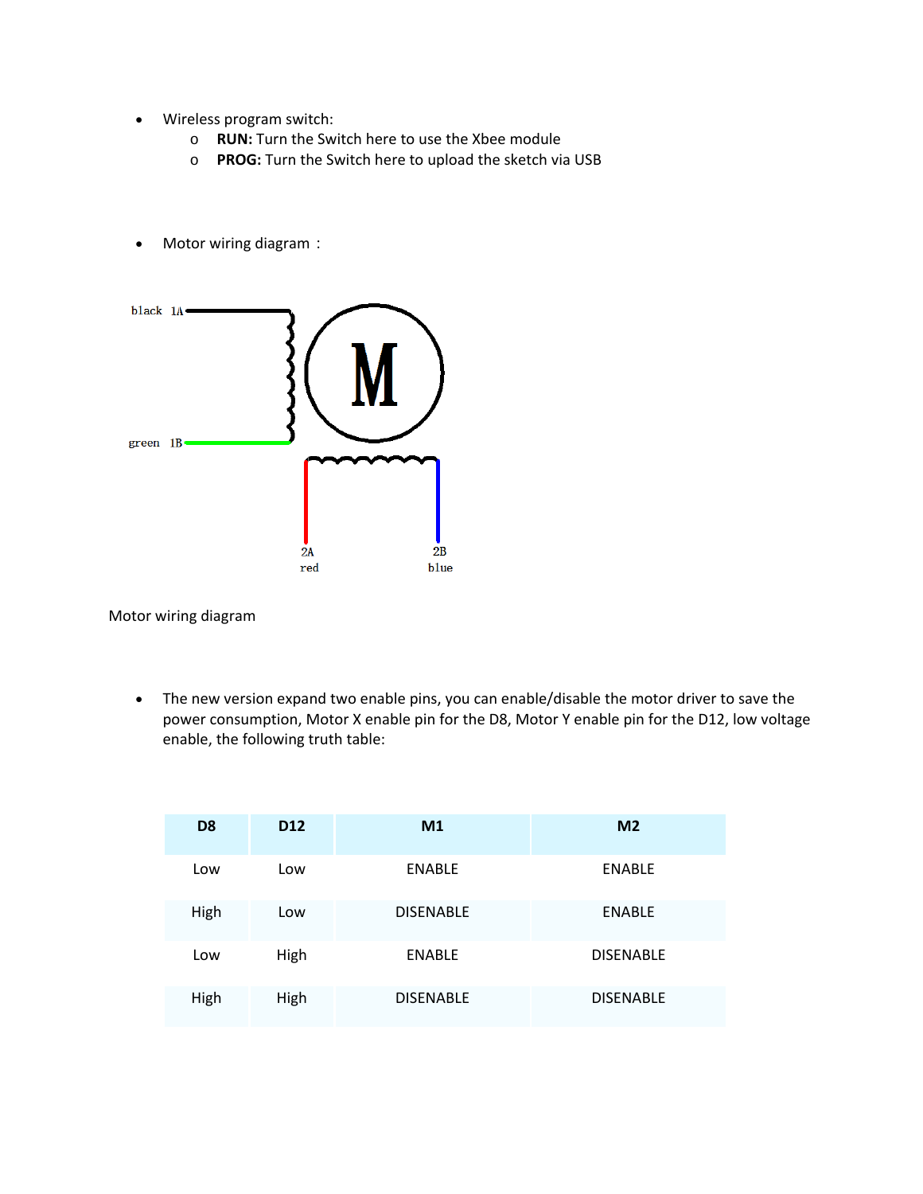- Wireless program switch:
  - **RUN:** Turn the Switch here to use the Xbee module
  - **PROG:** Turn the Switch here to upload the sketch via USB

- Motor wiring diagram：

black 1A

green 1B

M

2A red

2B blue

Motor wiring diagram

- The new version expand two enable pins, you can enable/disable the motor driver to save the power consumption, Motor X enable pin for the D8, Motor Y enable pin for the D12, low voltage enable, the following truth table:

| D8 | D12 | M1 | M2 |
|---|---|---|---|
| Low | Low | ENABLE | ENABLE |
| High | Low | DISENABLE | ENABLE |
| Low | High | ENABLE | DISENABLE |
| High | High | DISENABLE | DISENABLE |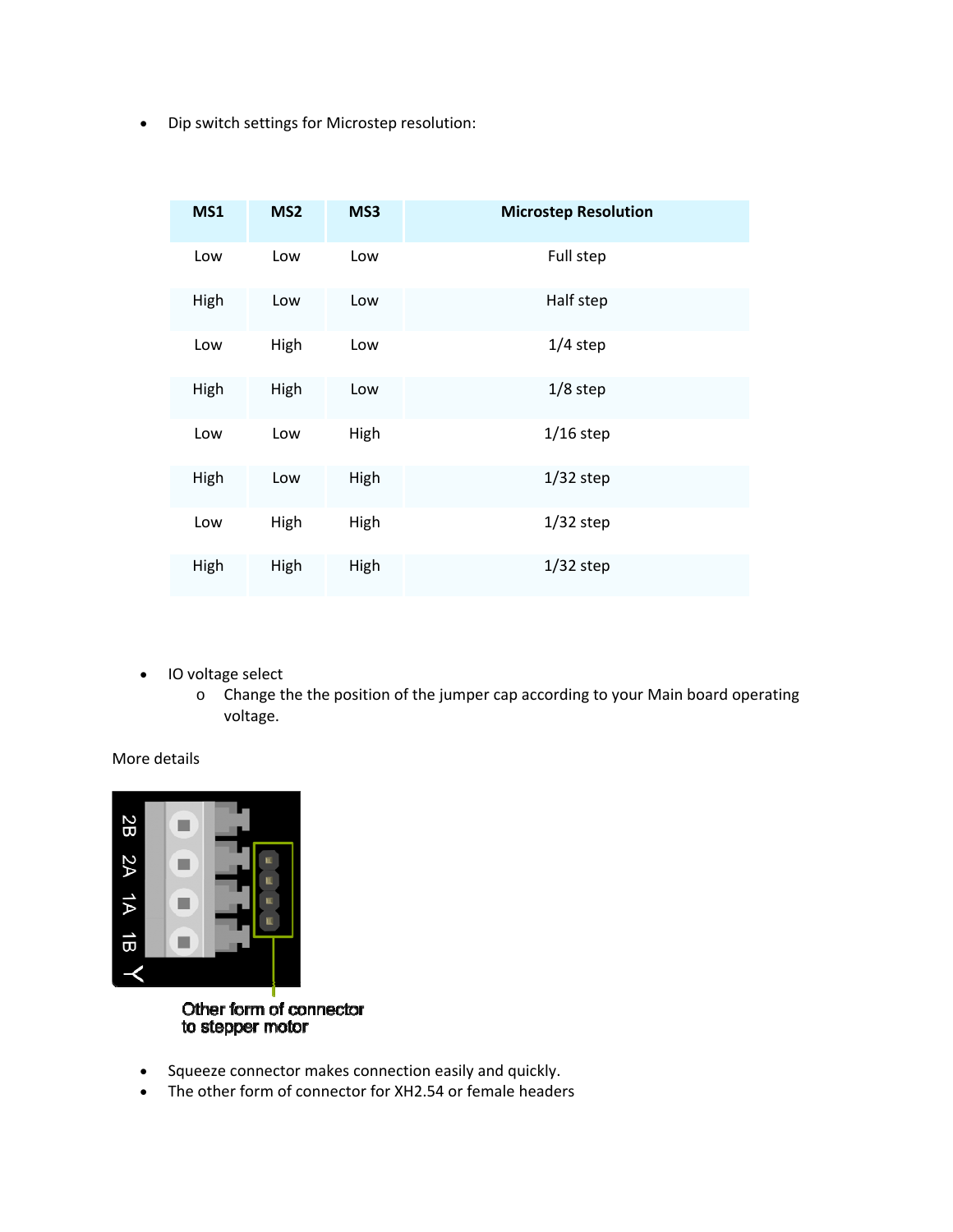- Dip switch settings for Microstep resolution:

| MS1 | MS2 | MS3 | Microstep Resolution |
|---|---|---|---|
| Low | Low | Low | Full step |
| High | Low | Low | Half step |
| Low | High | Low | 1/4 step |
| High | High | Low | 1/8 step |
| Low | Low | High | 1/16 step |
| High | Low | High | 1/32 step |
| Low | High | High | 1/32 step |
| High | High | High | 1/32 step |

- IO voltage select
  - Change the the position of the jumper cap according to your Main board operating voltage.

More details

2B 2A 1A 1B

Other form of connector to stepper motor

- Squeeze connector makes connection easily and quickly.
- The other form of connector for XH2.54 or female headers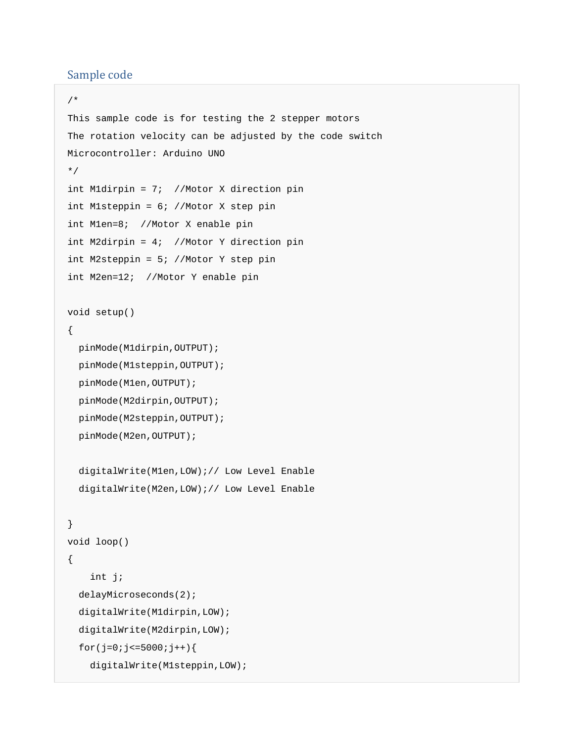## Sample code

```
/*
This sample code is for testing the 2 stepper motors
The rotation velocity can be adjusted by the code switch
Microcontroller: Arduino UNO
*/
int M1dirpin = 7;  //Motor X direction pin
int M1steppin = 6; //Motor X step pin
int M1en=8;  //Motor X enable pin
int M2dirpin = 4;  //Motor Y direction pin
int M2steppin = 5; //Motor Y step pin
int M2en=12;  //Motor Y enable pin

void setup()
{
  pinMode(M1dirpin,OUTPUT);
  pinMode(M1steppin,OUTPUT);
  pinMode(M1en,OUTPUT);
  pinMode(M2dirpin,OUTPUT);
  pinMode(M2steppin,OUTPUT);
  pinMode(M2en,OUTPUT);

  digitalWrite(M1en,LOW);// Low Level Enable
  digitalWrite(M2en,LOW);// Low Level Enable

}
void loop()
{
    int j;
  delayMicroseconds(2);
  digitalWrite(M1dirpin,LOW);
  digitalWrite(M2dirpin,LOW);
  for(j=0;j<=5000;j++){
    digitalWrite(M1steppin,LOW);
```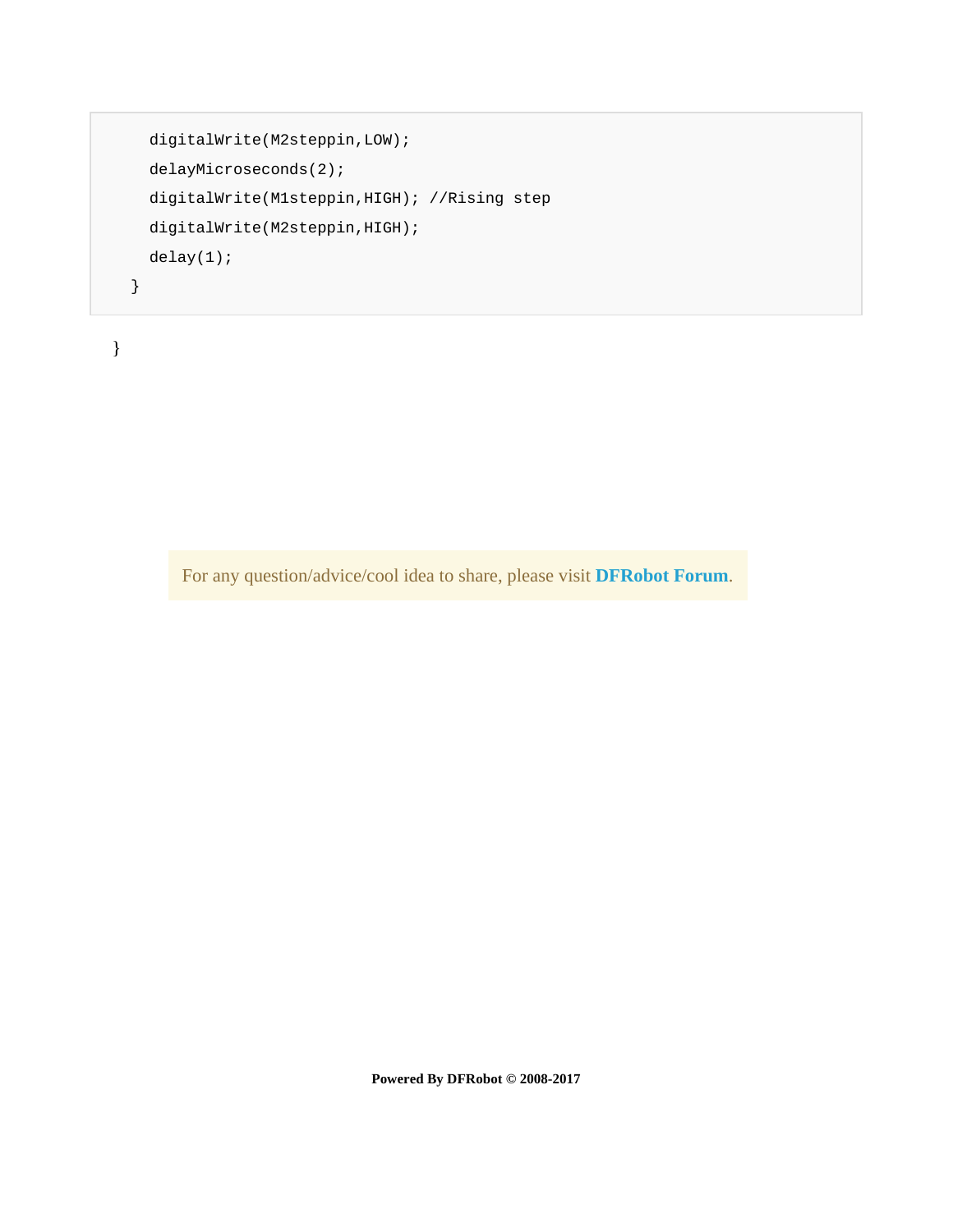```
    digitalWrite(M2steppin,LOW);
    delayMicroseconds(2);
    digitalWrite(M1steppin,HIGH); //Rising step
    digitalWrite(M2steppin,HIGH);
    delay(1);
  }
```

}

For any question/advice/cool idea to share, please visit **DFRobot Forum**.

**Powered By DFRobot © 2008-2017**